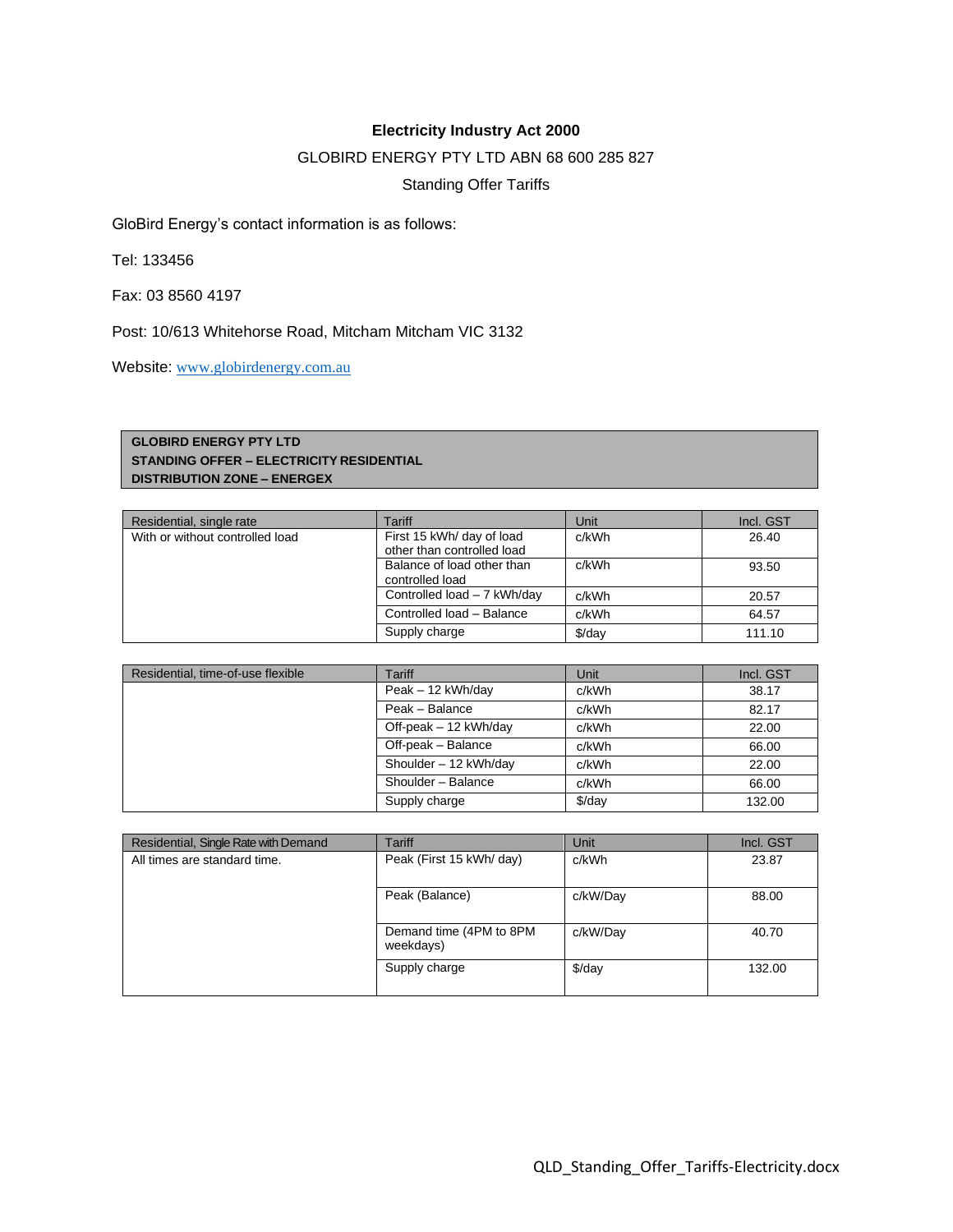**Electricity Industry Act 2000**

GLOBIRD ENERGY PTY LTD ABN 68 600 285 827

Standing Offer Tariffs

GloBird Energy's contact information is as follows:

Tel: 133456

Fax: 03 8560 4197

Post: 10/613 Whitehorse Road, Mitcham Mitcham VIC 3132

Website: [www.globirdenergy.com.au](http://www.globirdenergy.com.au)

**GLOBIRD ENERGY PTY LTD**
**STANDING OFFER – ELECTRICITY RESIDENTIAL**
**DISTRIBUTION ZONE – ENERGEX**

| Residential, single rate | Tariff | Unit | Incl. GST |
|---|---|---|---|
| With or without controlled load | First 15 kWh/ day of load other than controlled load | c/kWh | 26.40 |
| | Balance of load other than controlled load | c/kWh | 93.50 |
| | Controlled load – 7 kWh/day | c/kWh | 20.57 |
| | Controlled load – Balance | c/kWh | 64.57 |
| | Supply charge | $/day | 111.10 |

| Residential, time-of-use flexible | Tariff | Unit | Incl. GST |
|---|---|---|---|
| | Peak – 12 kWh/day | c/kWh | 38.17 |
| | Peak – Balance | c/kWh | 82.17 |
| | Off-peak – 12 kWh/day | c/kWh | 22.00 |
| | Off-peak – Balance | c/kWh | 66.00 |
| | Shoulder – 12 kWh/day | c/kWh | 22.00 |
| | Shoulder – Balance | c/kWh | 66.00 |
| | Supply charge | $/day | 132.00 |

| Residential, Single Rate with Demand | Tariff | Unit | Incl. GST |
|---|---|---|---|
| All times are standard time. | Peak (First 15 kWh/ day) | c/kWh | 23.87 |
| | Peak (Balance) | c/kW/Day | 88.00 |
| | Demand time (4PM to 8PM weekdays) | c/kW/Day | 40.70 |
| | Supply charge | $/day | 132.00 |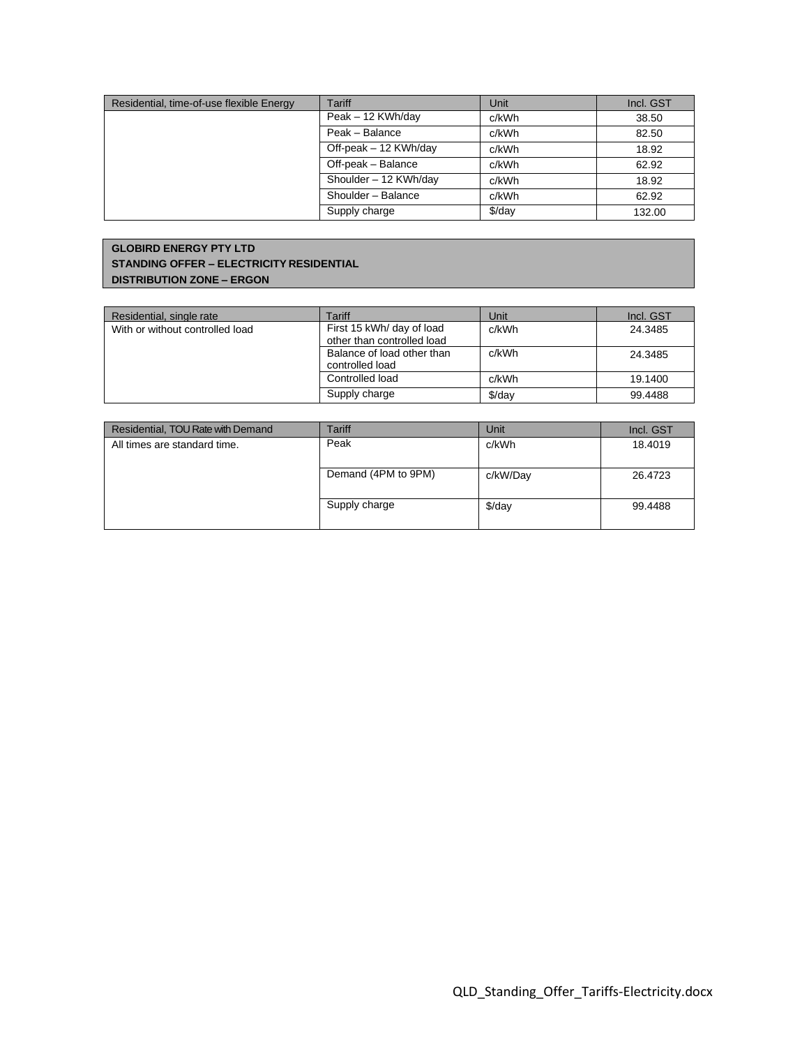| Residential, time-of-use flexible Energy | Tariff | Unit | Incl. GST |
|---|---|---|---|
| | Peak – 12 KWh/day | c/kWh | 38.50 |
| | Peak – Balance | c/kWh | 82.50 |
| | Off-peak – 12 KWh/day | c/kWh | 18.92 |
| | Off-peak – Balance | c/kWh | 62.92 |
| | Shoulder – 12 KWh/day | c/kWh | 18.92 |
| | Shoulder – Balance | c/kWh | 62.92 |
| | Supply charge | $/day | 132.00 |

**GLOBIRD ENERGY PTY LTD**
**STANDING OFFER – ELECTRICITY RESIDENTIAL**
**DISTRIBUTION ZONE – ERGON**

| Residential, single rate | Tariff | Unit | Incl. GST |
|---|---|---|---|
| With or without controlled load | First 15 kWh/ day of load other than controlled load | c/kWh | 24.3485 |
| | Balance of load other than controlled load | c/kWh | 24.3485 |
| | Controlled load | c/kWh | 19.1400 |
| | Supply charge | $/day | 99.4488 |

| Residential, TOU Rate with Demand | Tariff | Unit | Incl. GST |
|---|---|---|---|
| All times are standard time. | Peak | c/kWh | 18.4019 |
| | Demand (4PM to 9PM) | c/kW/Day | 26.4723 |
| | Supply charge | $/day | 99.4488 |